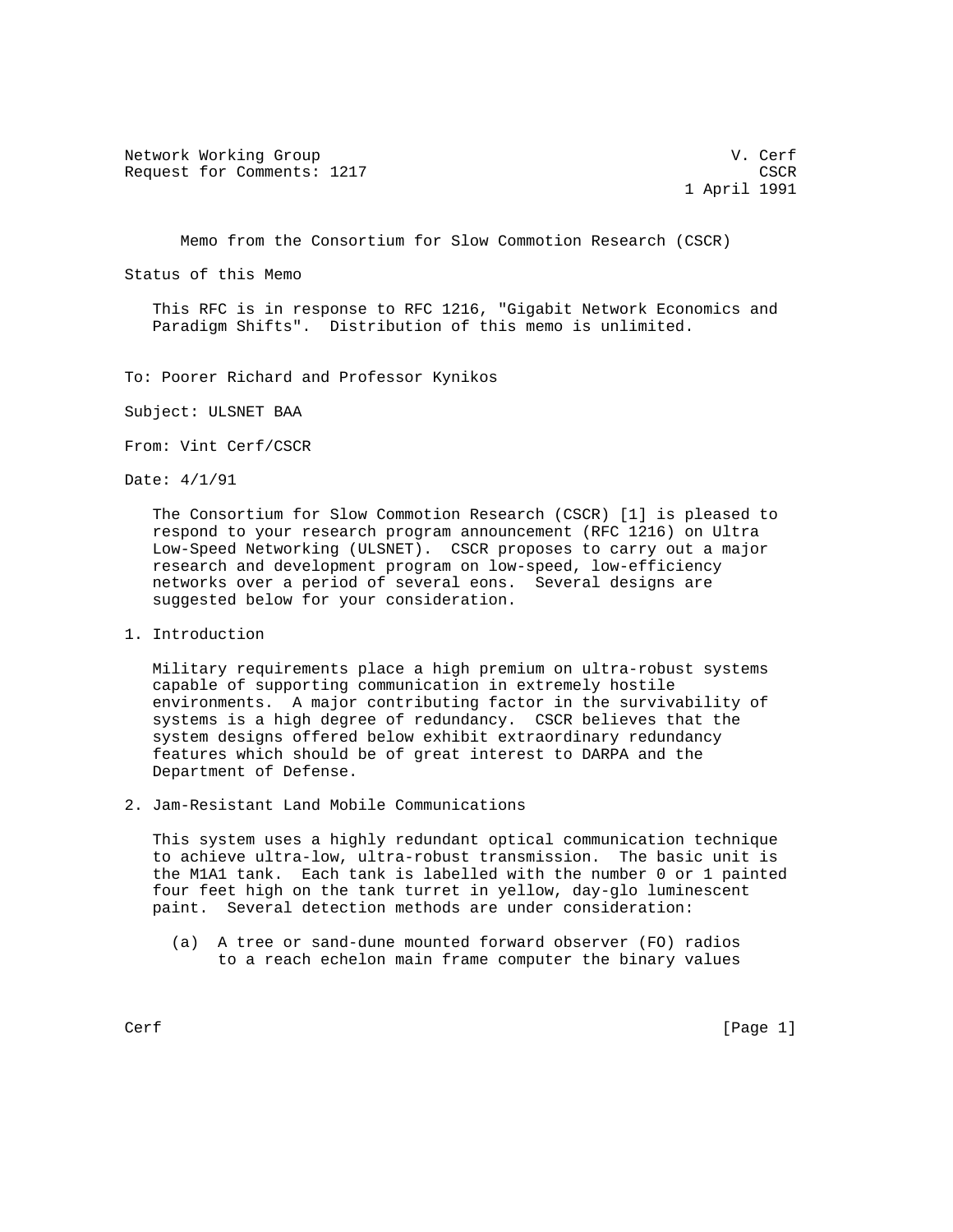Network Working Group V. Cerf
Request for Comments: 1217 CSCR
1 April 1991

# Memo from the Consortium for Slow Commotion Research (CSCR)

## Status of this Memo

This RFC is in response to RFC 1216, "Gigabit Network Economics and Paradigm Shifts". Distribution of this memo is unlimited.

To: Poorer Richard and Professor Kynikos

Subject: ULSNET BAA

From: Vint Cerf/CSCR

Date: 4/1/91

The Consortium for Slow Commotion Research (CSCR) [1] is pleased to respond to your research program announcement (RFC 1216) on Ultra Low-Speed Networking (ULSNET). CSCR proposes to carry out a major research and development program on low-speed, low-efficiency networks over a period of several eons. Several designs are suggested below for your consideration.

## 1. Introduction

Military requirements place a high premium on ultra-robust systems capable of supporting communication in extremely hostile environments. A major contributing factor in the survivability of systems is a high degree of redundancy. CSCR believes that the system designs offered below exhibit extraordinary redundancy features which should be of great interest to DARPA and the Department of Defense.

## 2. Jam-Resistant Land Mobile Communications

This system uses a highly redundant optical communication technique to achieve ultra-low, ultra-robust transmission. The basic unit is the M1A1 tank. Each tank is labelled with the number 0 or 1 painted four feet high on the tank turret in yellow, day-glo luminescent paint. Several detection methods are under consideration:

(a) A tree or sand-dune mounted forward observer (FO) radios to a reach echelon main frame computer the binary values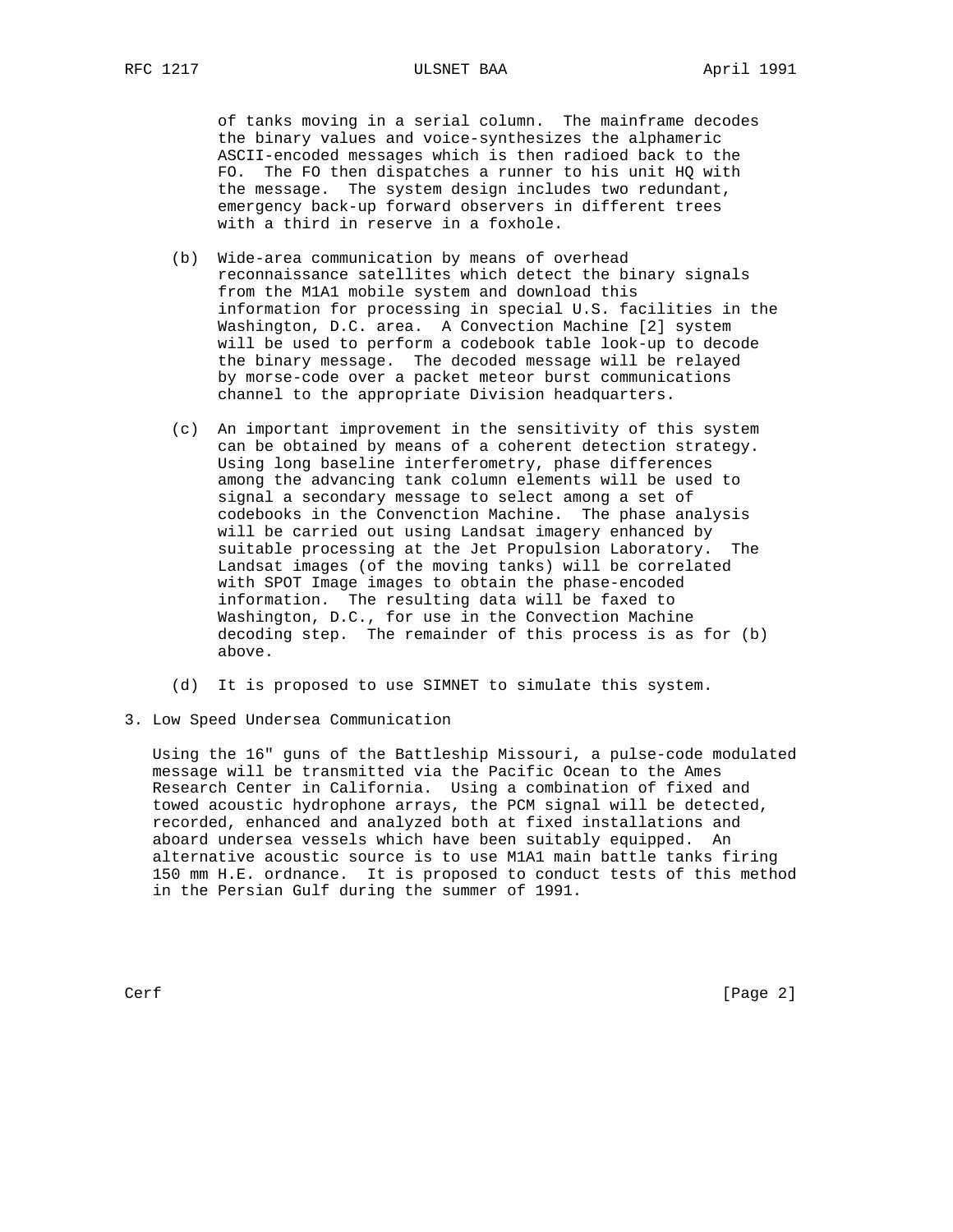of tanks moving in a serial column. The mainframe decodes the binary values and voice-synthesizes the alphameric ASCII-encoded messages which is then radioed back to the FO. The FO then dispatches a runner to his unit HQ with the message. The system design includes two redundant, emergency back-up forward observers in different trees with a third in reserve in a foxhole.

(b) Wide-area communication by means of overhead reconnaissance satellites which detect the binary signals from the M1A1 mobile system and download this information for processing in special U.S. facilities in the Washington, D.C. area. A Convection Machine [2] system will be used to perform a codebook table look-up to decode the binary message. The decoded message will be relayed by morse-code over a packet meteor burst communications channel to the appropriate Division headquarters.

(c) An important improvement in the sensitivity of this system can be obtained by means of a coherent detection strategy. Using long baseline interferometry, phase differences among the advancing tank column elements will be used to signal a secondary message to select among a set of codebooks in the Convenction Machine. The phase analysis will be carried out using Landsat imagery enhanced by suitable processing at the Jet Propulsion Laboratory. The Landsat images (of the moving tanks) will be correlated with SPOT Image images to obtain the phase-encoded information. The resulting data will be faxed to Washington, D.C., for use in the Convection Machine decoding step. The remainder of this process is as for (b) above.

(d) It is proposed to use SIMNET to simulate this system.

## 3. Low Speed Undersea Communication

Using the 16" guns of the Battleship Missouri, a pulse-code modulated message will be transmitted via the Pacific Ocean to the Ames Research Center in California. Using a combination of fixed and towed acoustic hydrophone arrays, the PCM signal will be detected, recorded, enhanced and analyzed both at fixed installations and aboard undersea vessels which have been suitably equipped. An alternative acoustic source is to use M1A1 main battle tanks firing 150 mm H.E. ordnance. It is proposed to conduct tests of this method in the Persian Gulf during the summer of 1991.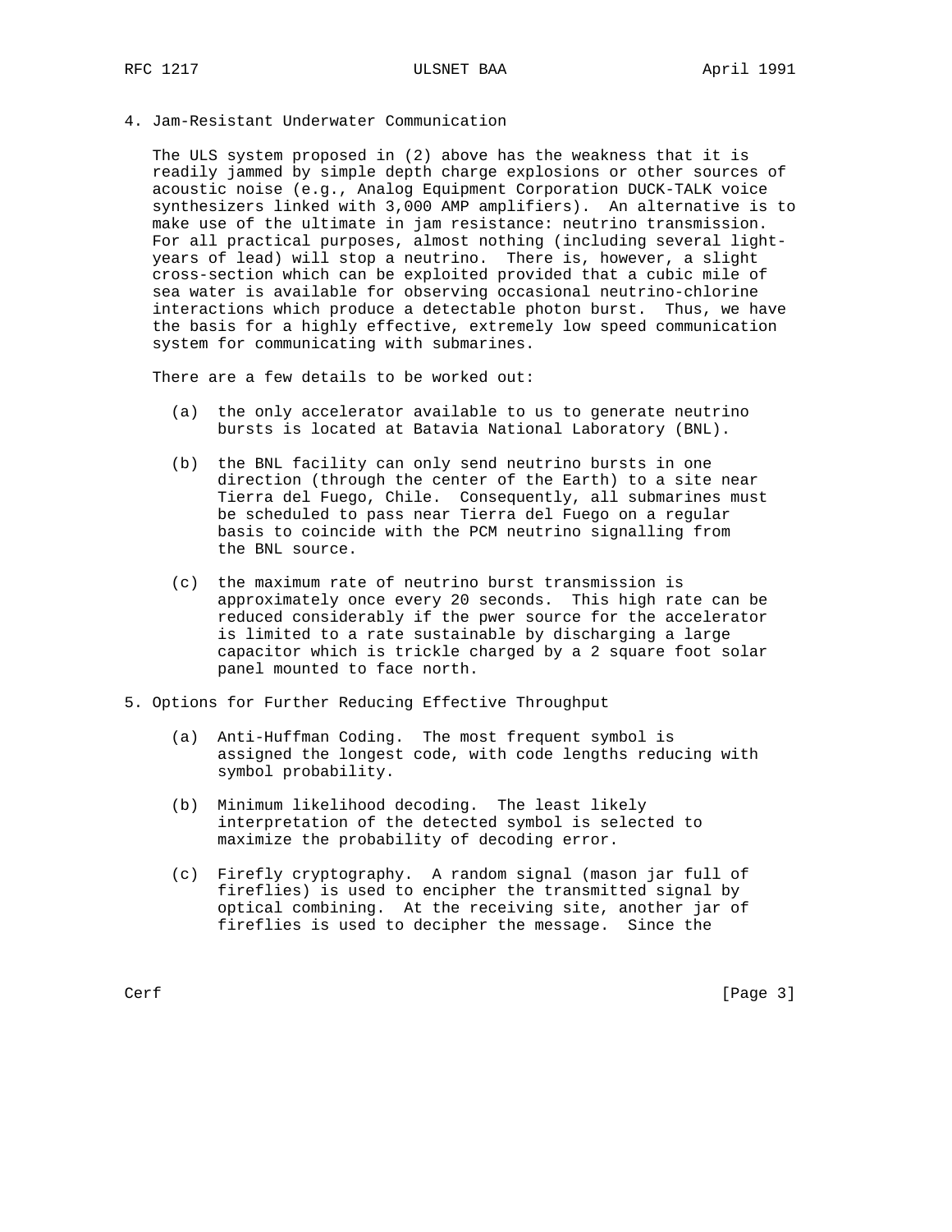## 4. Jam-Resistant Underwater Communication

The ULS system proposed in (2) above has the weakness that it is readily jammed by simple depth charge explosions or other sources of acoustic noise (e.g., Analog Equipment Corporation DUCK-TALK voice synthesizers linked with 3,000 AMP amplifiers). An alternative is to make use of the ultimate in jam resistance: neutrino transmission. For all practical purposes, almost nothing (including several light-years of lead) will stop a neutrino. There is, however, a slight cross-section which can be exploited provided that a cubic mile of sea water is available for observing occasional neutrino-chlorine interactions which produce a detectable photon burst. Thus, we have the basis for a highly effective, extremely low speed communication system for communicating with submarines.

There are a few details to be worked out:

(a) the only accelerator available to us to generate neutrino bursts is located at Batavia National Laboratory (BNL).

(b) the BNL facility can only send neutrino bursts in one direction (through the center of the Earth) to a site near Tierra del Fuego, Chile. Consequently, all submarines must be scheduled to pass near Tierra del Fuego on a regular basis to coincide with the PCM neutrino signalling from the BNL source.

(c) the maximum rate of neutrino burst transmission is approximately once every 20 seconds. This high rate can be reduced considerably if the pwer source for the accelerator is limited to a rate sustainable by discharging a large capacitor which is trickle charged by a 2 square foot solar panel mounted to face north.

## 5. Options for Further Reducing Effective Throughput

(a) Anti-Huffman Coding. The most frequent symbol is assigned the longest code, with code lengths reducing with symbol probability.

(b) Minimum likelihood decoding. The least likely interpretation of the detected symbol is selected to maximize the probability of decoding error.

(c) Firefly cryptography. A random signal (mason jar full of fireflies) is used to encipher the transmitted signal by optical combining. At the receiving site, another jar of fireflies is used to decipher the message. Since the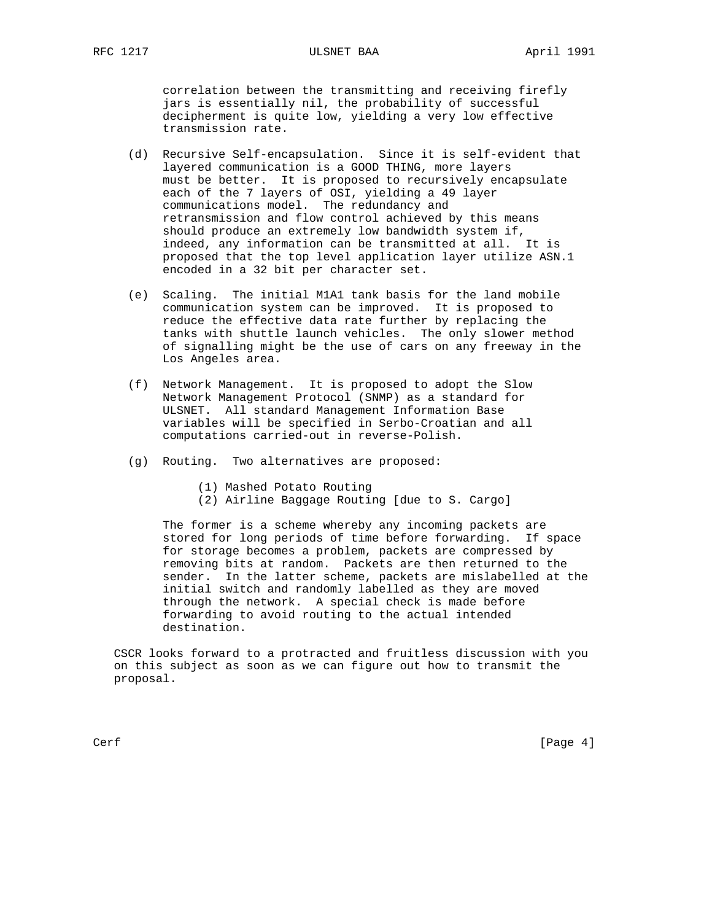correlation between the transmitting and receiving firefly jars is essentially nil, the probability of successful decipherment is quite low, yielding a very low effective transmission rate.

(d) Recursive Self-encapsulation. Since it is self-evident that layered communication is a GOOD THING, more layers must be better. It is proposed to recursively encapsulate each of the 7 layers of OSI, yielding a 49 layer communications model. The redundancy and retransmission and flow control achieved by this means should produce an extremely low bandwidth system if, indeed, any information can be transmitted at all. It is proposed that the top level application layer utilize ASN.1 encoded in a 32 bit per character set.

(e) Scaling. The initial M1A1 tank basis for the land mobile communication system can be improved. It is proposed to reduce the effective data rate further by replacing the tanks with shuttle launch vehicles. The only slower method of signalling might be the use of cars on any freeway in the Los Angeles area.

(f) Network Management. It is proposed to adopt the Slow Network Management Protocol (SNMP) as a standard for ULSNET. All standard Management Information Base variables will be specified in Serbo-Croatian and all computations carried-out in reverse-Polish.

(g) Routing. Two alternatives are proposed:

 (1) Mashed Potato Routing
 (2) Airline Baggage Routing [due to S. Cargo]

The former is a scheme whereby any incoming packets are stored for long periods of time before forwarding. If space for storage becomes a problem, packets are compressed by removing bits at random. Packets are then returned to the sender. In the latter scheme, packets are mislabelled at the initial switch and randomly labelled as they are moved through the network. A special check is made before forwarding to avoid routing to the actual intended destination.

CSCR looks forward to a protracted and fruitless discussion with you on this subject as soon as we can figure out how to transmit the proposal.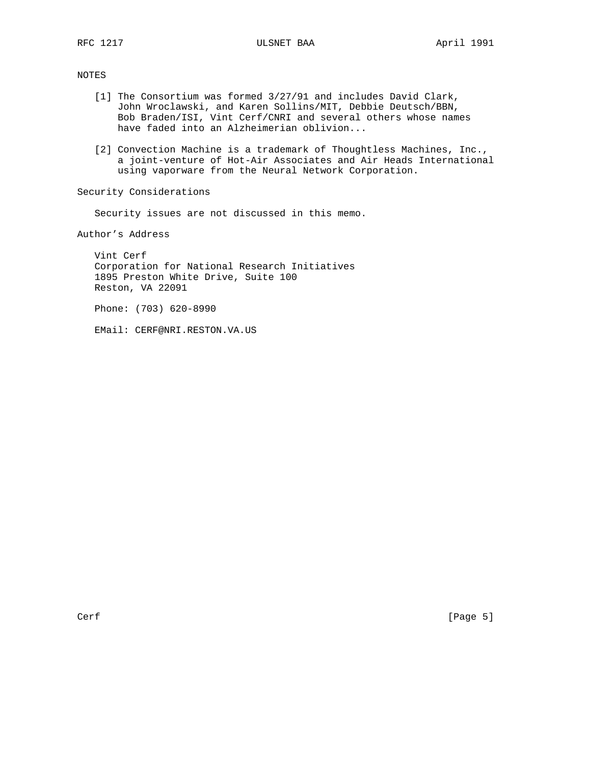## NOTES

[1] The Consortium was formed 3/27/91 and includes David Clark, John Wroclawski, and Karen Sollins/MIT, Debbie Deutsch/BBN, Bob Braden/ISI, Vint Cerf/CNRI and several others whose names have faded into an Alzheimerian oblivion...

[2] Convection Machine is a trademark of Thoughtless Machines, Inc., a joint-venture of Hot-Air Associates and Air Heads International using vaporware from the Neural Network Corporation.

## Security Considerations

Security issues are not discussed in this memo.

## Author's Address

Vint Cerf  
Corporation for National Research Initiatives  
1895 Preston White Drive, Suite 100  
Reston, VA 22091

Phone: (703) 620-8990

EMail: CERF@NRI.RESTON.VA.US